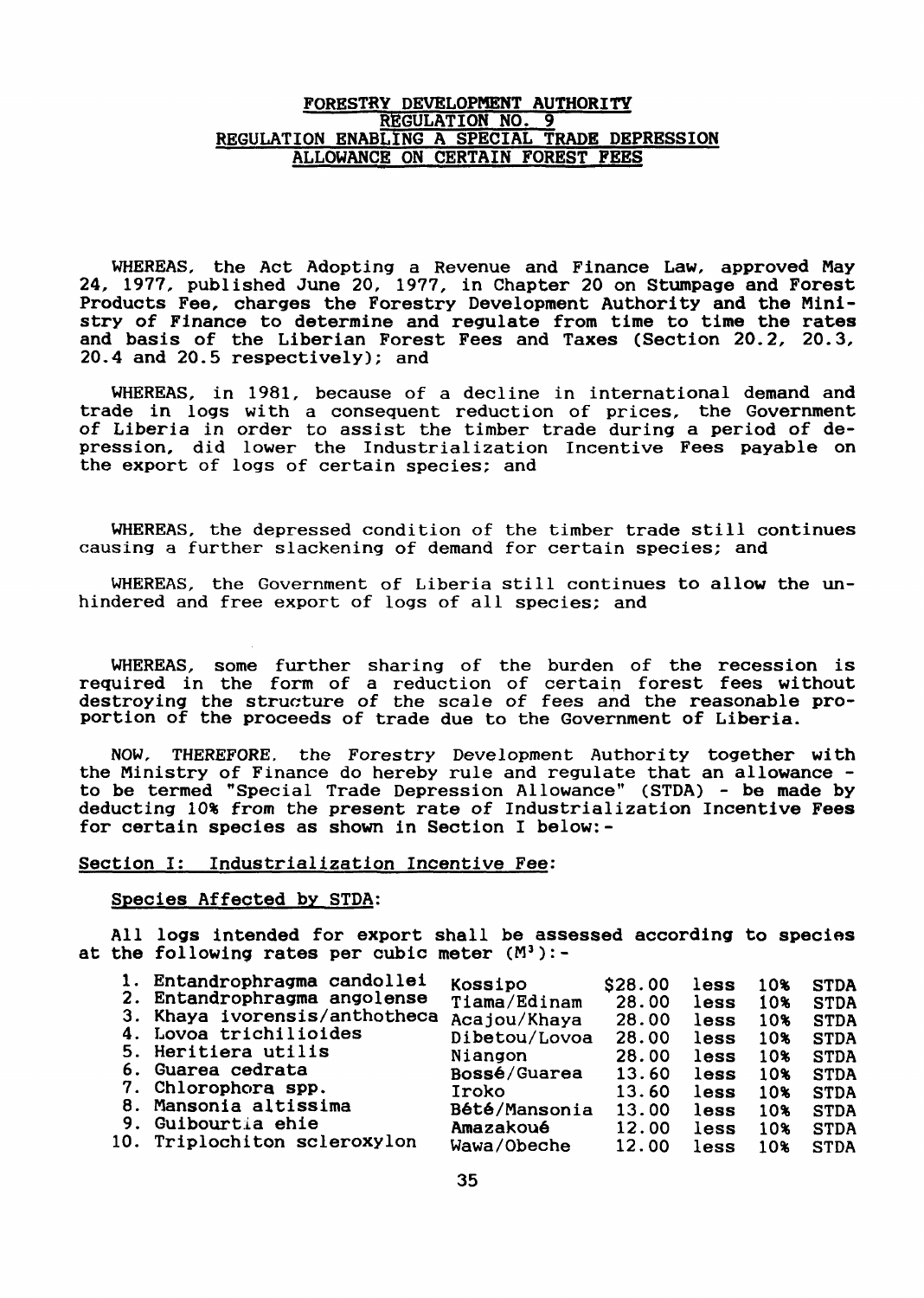# FORESTRY DEVELOPMENT AUTHORITY
## REGULATION NO. 9
## REGULATION ENABLING A SPECIAL TRADE DEPRESSION ALLOWANCE ON CERTAIN FOREST FEES

WHEREAS, the Act Adopting a Revenue and Finance Law, approved May 24, 1977, published June 20, 1977, in Chapter 20 on Stumpage and Forest Products Fee, charges the Forestry Development Authority and the Ministry of Finance to determine and regulate from time to time the rates and basis of the Liberian Forest Fees and Taxes (Section 20.2, 20.3, 20.4 and 20.5 respectively); and

WHEREAS, in 1981, because of a decline in international demand and trade in logs with a consequent reduction of prices, the Government of Liberia in order to assist the timber trade during a period of depression, did lower the Industrialization Incentive Fees payable on the export of logs of certain species; and

WHEREAS, the depressed condition of the timber trade still continues causing a further slackening of demand for certain species; and

WHEREAS, the Government of Liberia still continues to allow the unhindered and free export of logs of all species; and

WHEREAS, some further sharing of the burden of the recession is required in the form of a reduction of certain forest fees without destroying the structure of the scale of fees and the reasonable proportion of the proceeds of trade due to the Government of Liberia.

NOW, THEREFORE, the Forestry Development Authority together with the Ministry of Finance do hereby rule and regulate that an allowance - to be termed "Special Trade Depression Allowance" (STDA) - be made by deducting 10% from the present rate of Industrialization Incentive Fees for certain species as shown in Section I below:-

## Section I: Industrialization Incentive Fee:

### Species Affected by STDA:

All logs intended for export shall be assessed according to species at the following rates per cubic meter ($M^3$):-

| | Species | Trade Name | Rate | | | |
|---|---|---|---|---|---|---|
| 1. | Entandrophragma candollei | Kossipo | $28.00 | less | 10% | STDA |
| 2. | Entandrophragma angolense | Tiama/Edinam | 28.00 | less | 10% | STDA |
| 3. | Khaya ivorensis/anthotheca | Acajou/Khaya | 28.00 | less | 10% | STDA |
| 4. | Lovoa trichilioides | Dibetou/Lovoa | 28.00 | less | 10% | STDA |
| 5. | Heritiera utilis | Niangon | 28.00 | less | 10% | STDA |
| 6. | Guarea cedrata | Bossé/Guarea | 13.60 | less | 10% | STDA |
| 7. | Chlorophora spp. | Iroko | 13.60 | less | 10% | STDA |
| 8. | Mansonia altissima | Bété/Mansonia | 13.00 | less | 10% | STDA |
| 9. | Guibourtia ehie | Amazakoué | 12.00 | less | 10% | STDA |
| 10. | Triplochiton scleroxylon | Wawa/Obeche | 12.00 | less | 10% | STDA |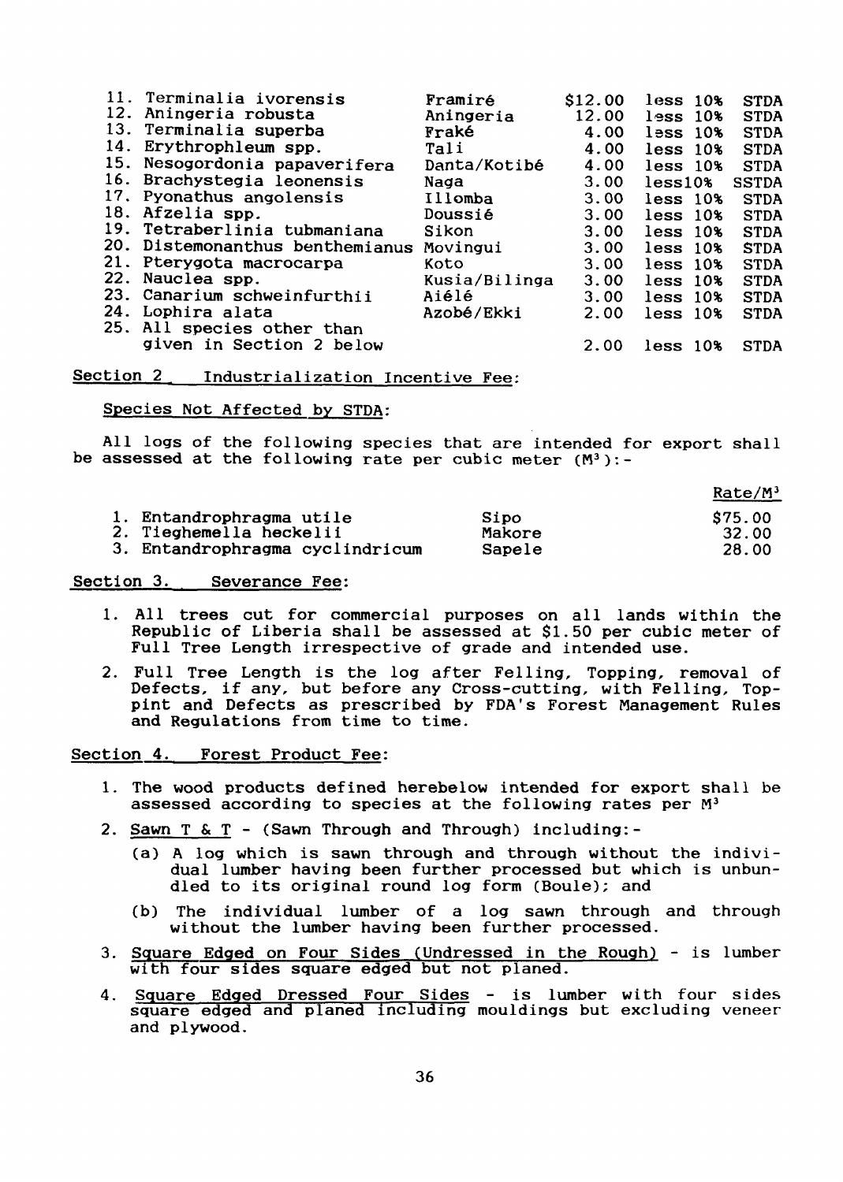| | | | | |
|---|---|---|---|---|
| 11. Terminalia ivorensis | Framiré | $12.00 | less 10% | STDA |
| 12. Aningeria robusta | Aningeria | 12.00 | less 10% | STDA |
| 13. Terminalia superba | Fraké | 4.00 | less 10% | STDA |
| 14. Erythrophleum spp. | Tali | 4.00 | less 10% | STDA |
| 15. Nesogordonia papaverifera | Danta/Kotibé | 4.00 | less 10% | STDA |
| 16. Brachystegia leonensis | Naga | 3.00 | less10% | SSTDA |
| 17. Pyonathus angolensis | Illomba | 3.00 | less 10% | STDA |
| 18. Afzelia spp. | Doussié | 3.00 | less 10% | STDA |
| 19. Tetraberlinia tubmaniana | Sikon | 3.00 | less 10% | STDA |
| 20. Distemonanthus benthemianus | Movingui | 3.00 | less 10% | STDA |
| 21. Pterygota macrocarpa | Koto | 3.00 | less 10% | STDA |
| 22. Nauclea spp. | Kusia/Bilinga | 3.00 | less 10% | STDA |
| 23. Canarium schweinfurthii | Aiélé | 3.00 | less 10% | STDA |
| 24. Lophira alata | Azobé/Ekki | 2.00 | less 10% | STDA |
| 25. All species other than given in Section 2 below | | 2.00 | less 10% | STDA |

## Section 2 Industrialization Incentive Fee:

Species Not Affected by STDA:

All logs of the following species that are intended for export shall be assessed at the following rate per cubic meter ($M^3$):-

| | | Rate/$M^3$ |
|---|---|---|
| 1. Entandrophragma utile | Sipo | $75.00 |
| 2. Tieghemella heckelii | Makore | 32.00 |
| 3. Entandrophragma cyclindricum | Sapele | 28.00 |

## Section 3. Severance Fee:

1. All trees cut for commercial purposes on all lands within the Republic of Liberia shall be assessed at $1.50 per cubic meter of Full Tree Length irrespective of grade and intended use.

2. Full Tree Length is the log after Felling, Topping, removal of Defects, if any, but before any Cross-cutting, with Felling, Top-pint and Defects as prescribed by FDA's Forest Management Rules and Regulations from time to time.

## Section 4. Forest Product Fee:

1. The wood products defined herebelow intended for export shall be assessed according to species at the following rates per $M^3$

2. Sawn T & T - (Sawn Through and Through) including:-

   (a) A log which is sawn through and through without the individual lumber having been further processed but which is unbundled to its original round log form (Boule); and

   (b) The individual lumber of a log sawn through and through without the lumber having been further processed.

3. Square Edged on Four Sides (Undressed in the Rough) - is lumber with four sides square edged but not planed.

4. Square Edged Dressed Four Sides - is lumber with four sides square edged and planed including mouldings but excluding veneer and plywood.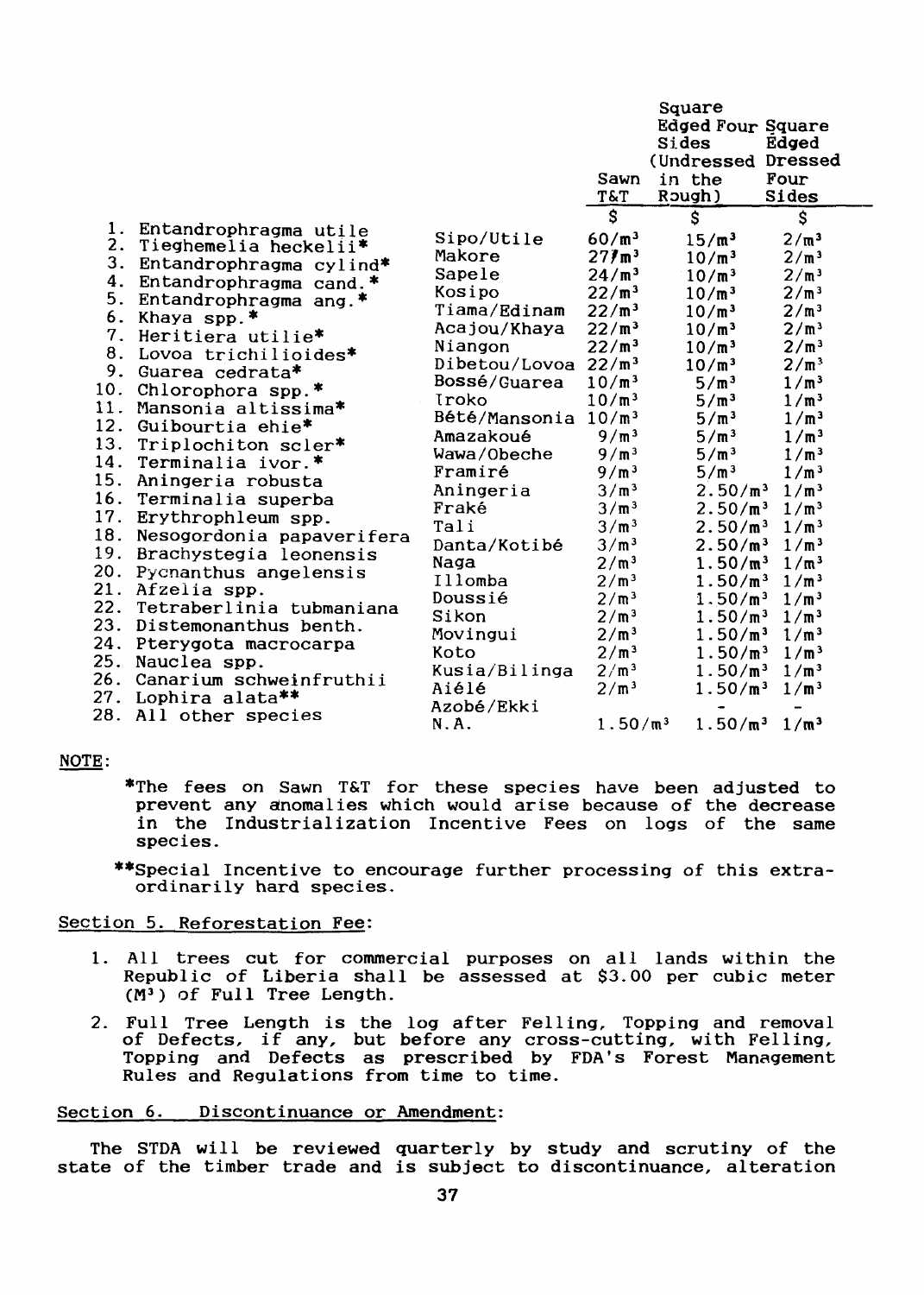| | | Sawn T&T | Square Edged Four Sides (Undressed in the Rough) | Square Edged Dressed Four Sides |
|---|---|---|---|---|
| | | $ | $ | $ |
| 1. Entandrophragma utile | Sipo/Utile | 60/$m^3$ | 15/$m^3$ | 2/$m^3$ |
| 2. Tieghemelia heckelii* | Makore | 27/$m^3$ | 10/$m^3$ | 2/$m^3$ |
| 3. Entandrophragma cylind* | Sapele | 24/$m^3$ | 10/$m^3$ | 2/$m^3$ |
| 4. Entandrophragma cand.* | Kosipo | 22/$m^3$ | 10/$m^3$ | 2/$m^3$ |
| 5. Entandrophragma ang.* | Tiama/Edinam | 22/$m^3$ | 10/$m^3$ | 2/$m^3$ |
| 6. Khaya spp.* | Acajou/Khaya | 22/$m^3$ | 10/$m^3$ | 2/$m^3$ |
| 7. Heritiera utilie* | Niangon | 22/$m^3$ | 10/$m^3$ | 2/$m^3$ |
| 8. Lovoa trichilioides* | Dibetou/Lovoa | 22/$m^3$ | 10/$m^3$ | 2/$m^3$ |
| 9. Guarea cedrata* | Bossé/Guarea | 10/$m^3$ | 5/$m^3$ | 1/$m^3$ |
| 10. Chlorophora spp.* | Iroko | 10/$m^3$ | 5/$m^3$ | 1/$m^3$ |
| 11. Mansonia altissima* | Bété/Mansonia | 10/$m^3$ | 5/$m^3$ | 1/$m^3$ |
| 12. Guibourtia ehie* | Amazakoué | 9/$m^3$ | 5/$m^3$ | 1/$m^3$ |
| 13. Triplochiton scler* | Wawa/Obeche | 9/$m^3$ | 5/$m^3$ | 1/$m^3$ |
| 14. Terminalia ivor.* | Framiré | 9/$m^3$ | 5/$m^3$ | 1/$m^3$ |
| 15. Aningeria robusta | Aningeria | 3/$m^3$ | 2.50/$m^3$ | 1/$m^3$ |
| 16. Terminalia superba | Fraké | 3/$m^3$ | 2.50/$m^3$ | 1/$m^3$ |
| 17. Erythrophleum spp. | Tali | 3/$m^3$ | 2.50/$m^3$ | 1/$m^3$ |
| 18. Nesogordonia papaverifera | Danta/Kotibé | 3/$m^3$ | 2.50/$m^3$ | 1/$m^3$ |
| 19. Brachystegia leonensis | Naga | 2/$m^3$ | 1.50/$m^3$ | 1/$m^3$ |
| 20. Pycnanthus angelensis | Illomba | 2/$m^3$ | 1.50/$m^3$ | 1/$m^3$ |
| 21. Afzelia spp. | Doussié | 2/$m^3$ | 1.50/$m^3$ | 1/$m^3$ |
| 22. Tetraberlinia tubmaniana | Sikon | 2/$m^3$ | 1.50/$m^3$ | 1/$m^3$ |
| 23. Distemonanthus benth. | Movingui | 2/$m^3$ | 1.50/$m^3$ | 1/$m^3$ |
| 24. Pterygota macrocarpa | Koto | 2/$m^3$ | 1.50/$m^3$ | 1/$m^3$ |
| 25. Nauclea spp. | Kusia/Bilinga | 2/$m^3$ | 1.50/$m^3$ | 1/$m^3$ |
| 26. Canarium schweinfruthii | Aiélé | 2/$m^3$ | 1.50/$m^3$ | 1/$m^3$ |
| 27. Lophira alata** | Azobé/Ekki | | - | - |
| 28. All other species | N.A. | 1.50/$m^3$ | 1.50/$m^3$ | 1/$m^3$ |

NOTE:

*The fees on Sawn T&T for these species have been adjusted to prevent any anomalies which would arise because of the decrease in the Industrialization Incentive Fees on logs of the same species.

**Special Incentive to encourage further processing of this extraordinarily hard species.

## Section 5. Reforestation Fee:

1. All trees cut for commercial purposes on all lands within the Republic of Liberia shall be assessed at $3.00 per cubic meter ($M^3$) of Full Tree Length.

2. Full Tree Length is the log after Felling, Topping and removal of Defects, if any, but before any cross-cutting, with Felling, Topping and Defects as prescribed by FDA's Forest Management Rules and Regulations from time to time.

## Section 6. Discontinuance or Amendment:

The STDA will be reviewed quarterly by study and scrutiny of the state of the timber trade and is subject to discontinuance, alteration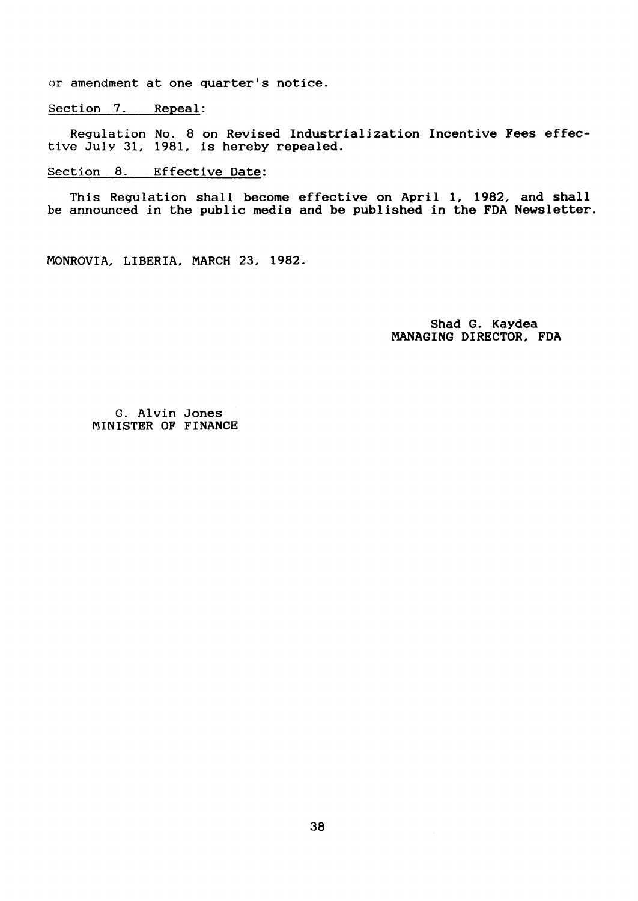or amendment at one quarter's notice.

Section 7. Repeal:

Regulation No. 8 on Revised Industrialization Incentive Fees effective July 31, 1981, is hereby repealed.

Section 8. Effective Date:

This Regulation shall become effective on April 1, 1982, and shall be announced in the public media and be published in the FDA Newsletter.

MONROVIA, LIBERIA, MARCH 23, 1982.

Shad G. Kaydea
MANAGING DIRECTOR, FDA

G. Alvin Jones
MINISTER OF FINANCE